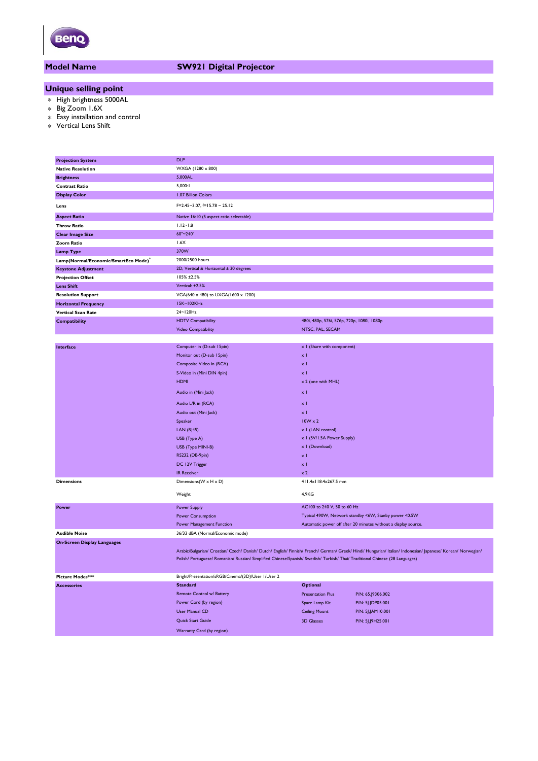BenQ

## Model Name — SW921 Digital Projector

## Unique selling point

- High brightness 5000AL
- Big Zoom 1.6X
- Easy installation and control
- Vertical Lens Shift

| | | | |
|---|---|---|---|
| **Projection System** | DLP | | |
| **Native Resolution** | WXGA (1280 x 800) | | |
| **Brightness** | 5,000AL | | |
| **Contrast Ratio** | 5,000:1 | | |
| **Display Color** | 1.07 Billion Colors | | |
| **Lens** | F=2.45~3.07, f=15.78 ~ 25.12 | | |
| **Aspect Ratio** | Native 16:10 (5 aspect ratio selectable) | | |
| **Throw Ratio** | 1.12~1.8 | | |
| **Clear Image Size** | 60"~240" | | |
| **Zoom Ratio** | 1.6X | | |
| **Lamp Type** | 370W | | |
| **Lamp(Normal/Economic/SmartEco Mode)*** | 2000/2500 hours | | |
| **Keystone Adjustment** | 2D, Vertical & Horizontal ± 30 degrees | | |
| **Projection Offset** | 105% ±2.5% | | |
| **Lens Shift** | Vertical: +2.5% | | |
| **Resolution Support** | VGA(640 x 480) to UXGA(1600 x 1200) | | |
| **Horizontal Frequency** | 15K~102KHz | | |
| **Vertical Scan Rate** | 24~120Hz | | |
| **Compatibility** | HDTV Compatibility | 480i, 480p, 576i, 576p, 720p, 1080i, 1080p | |
| | Video Compatibility | NTSC, PAL, SECAM | |
| **Interface** | Computer in (D-sub 15pin) | x 1 (Share with component) | |
| | Monitor out (D-sub 15pin) | x 1 | |
| | Composite Video in (RCA) | x 1 | |
| | S-Video in (Mini DIN 4pin) | x 1 | |
| | HDMI | x 2 (one with MHL) | |
| | Audio in (Mini Jack) | x 1 | |
| | Audio L/R in (RCA) | x 1 | |
| | Audio out (Mini Jack) | x 1 | |
| | Speaker | 10W x 2 | |
| | LAN (RJ45) | x 1 (LAN control) | |
| | USB (Type A) | x 1 (5V/1.5A Power Supply) | |
| | USB (Type MINI-B) | x 1 (Download) | |
| | RS232 (DB-9pin) | x 1 | |
| | DC 12V Trigger | x 1 | |
| | IR Receiver | x 2 | |
| **Dimensions** | Dimensions(W x H x D) | 411.4x118.4x267.5 mm | |
| | Weight | 4.9KG | |
| **Power** | Power Supply | AC100 to 240 V, 50 to 60 Hz | |
| | Power Consumption | Typical 490W, Network standby <6W, Stanby power <0.5W | |
| | Power Management Function | Automatic power off after 20 minutes without a display source. | |
| **Audible Noise** | 36/33 dBA (Normal/Economic mode) | | |
| **On-Screen Display Languages** | Arabic/Bulgarian/ Croatian/ Czech/ Danish/ Dutch/ English/ Finnish/ French/ German/ Greek/ Hindi/ Hungarian/ Italian/ Indonesian/ Japanese/ Korean/ Norwegian/ Polish/ Portuguese/ Romanian/ Russian/ Simplified Chinese/Spanish/ Swedish/ Turkish/ Thai/ Traditional Chinese (28 Languages) | | |
| **Picture Modes*** | Bright/Presentation/sRGB/Cinema/(3D)/User 1/User 2 | | |
| **Accessories** | **Standard** | **Optional** | |
| | Remote Control w/ Battery | Presentation Plus | P/N: 65.J9306.002 |
| | Power Cord (by region) | Spare Lamp Kit | P/N: 5J.JDP05.001 |
| | User Manual CD | Ceiling Mount | P/N: 5J.JAM10.001 |
| | Quick Start Guide | 3D Glasses | P/N: 5J.J9H25.001 |
| | Warranty Card (by region) | | |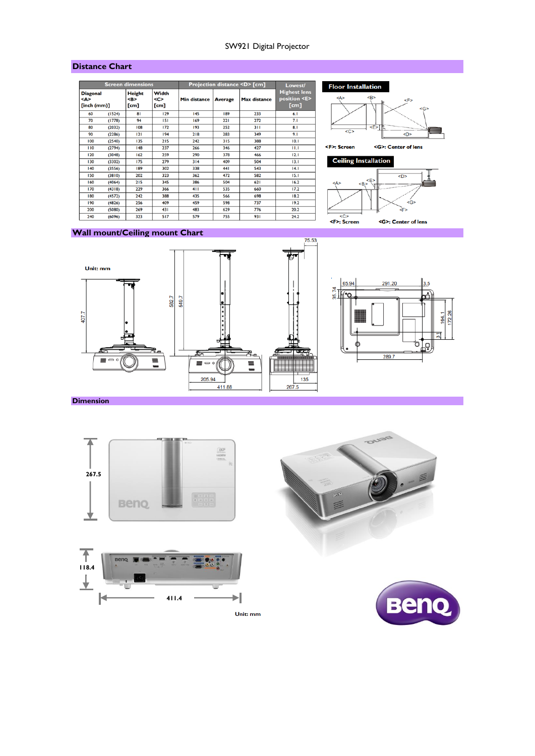SW921 Digital Projector

## Distance Chart

| Screen dimensions | | | | Projection distance <D> [cm] | | | Lowest/ Highest lens position <E> [cm] |
|---|---|---|---|---|---|---|---|
| Diagonal <A> [inch (mm)] | | Height <B> [cm] | Width <C> [cm] | Min distance | Average | Max distance | |
| 60 | (1524) | 81 | 129 | 145 | 189 | 233 | 6.1 |
| 70 | (1778) | 94 | 151 | 169 | 221 | 272 | 7.1 |
| 80 | (2032) | 108 | 172 | 193 | 252 | 311 | 8.1 |
| 90 | (2286) | 121 | 194 | 218 | 283 | 349 | 9.1 |
| 100 | (2540) | 135 | 215 | 242 | 315 | 388 | 10.1 |
| 110 | (2794) | 148 | 237 | 266 | 346 | 427 | 11.1 |
| 120 | (3048) | 162 | 259 | 290 | 378 | 466 | 12.1 |
| 130 | (3302) | 175 | 279 | 314 | 409 | 504 | 13.1 |
| 140 | (3556) | 189 | 302 | 338 | 441 | 543 | 14.1 |
| 150 | (3810) | 202 | 323 | 362 | 472 | 582 | 15.1 |
| 160 | (4064) | 215 | 345 | 386 | 504 | 621 | 16.2 |
| 170 | (4318) | 229 | 366 | 411 | 535 | 660 | 17.2 |
| 180 | (4572) | 242 | 388 | 435 | 566 | 698 | 18.2 |
| 190 | (4826) | 256 | 409 | 459 | 598 | 737 | 19.2 |
| 200 | (5080) | 269 | 431 | 483 | 629 | 776 | 20.2 |
| 240 | (6096) | 323 | 517 | 579 | 755 | 931 | 24.2 |

**Floor Installation**

<A> <B> <F> <G> <C> <E> <D>

<F>: Screen <G>: Center of lens

**Ceiling Installation**

<A> <B> <E> <D> <G> <F> <C>

<F>: Screen <G>: Center of lens

## Wall mount/Ceiling mount Chart

Unit: mm

407.7

582.7 549.7

75.53

205.94

411.88

135

267.5

65.94 291.20 3.5

35.74

164.1 172.26

3.1

289.7

## Dimension

267.5

118.4

411.4

Unit: mm